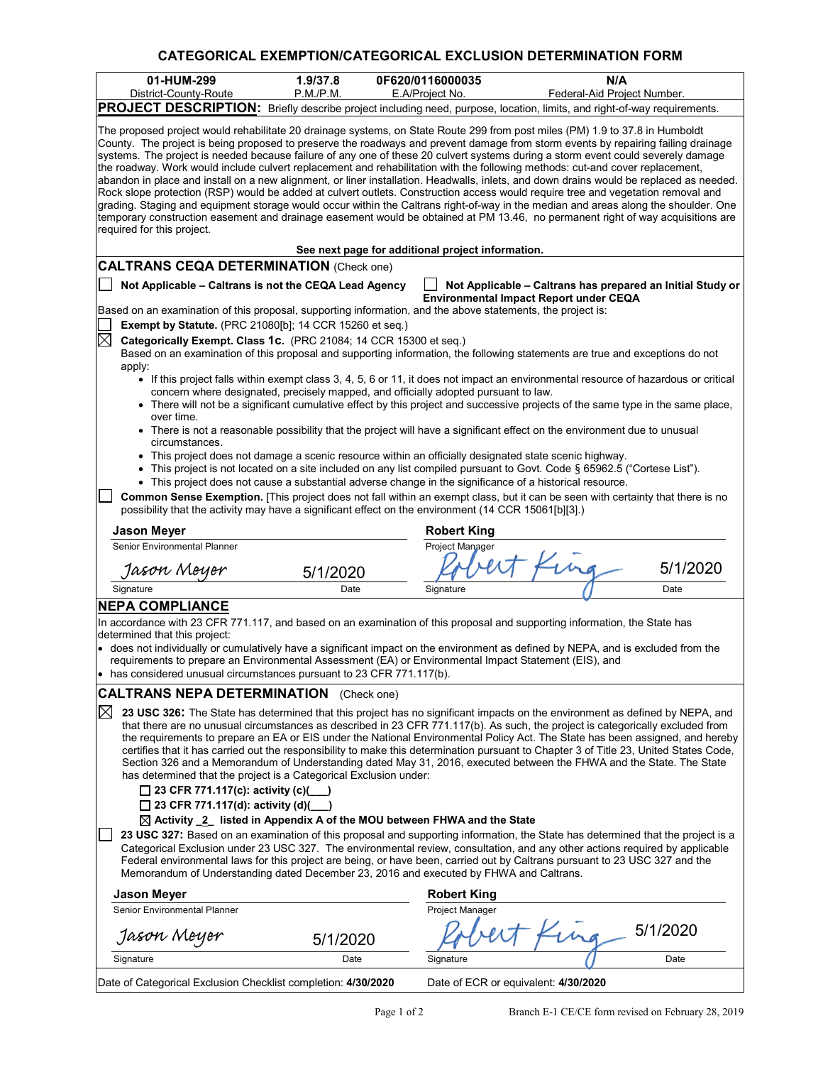# CATEGORICAL EXEMPTION/CATEGORICAL EXCLUSION DETERMINATION FORM

| 01-HUM-299 | 1.9/37.8 | 0F620/0116000035 | N/A |
| --- | --- | --- | --- |
| District-County-Route | P.M./P.M. | E.A/Project No. | Federal-Aid Project Number. |

**PROJECT DESCRIPTION:** Briefly describe project including need, purpose, location, limits, and right-of-way requirements.

The proposed project would rehabilitate 20 drainage systems, on State Route 299 from post miles (PM) 1.9 to 37.8 in Humboldt County. The project is being proposed to preserve the roadways and prevent damage from storm events by repairing failing drainage systems. The project is needed because failure of any one of these 20 culvert systems during a storm event could severely damage the roadway. Work would include culvert replacement and rehabilitation with the following methods: cut-and cover replacement, abandon in place and install on a new alignment, or liner installation. Headwalls, inlets, and down drains would be replaced as needed. Rock slope protection (RSP) would be added at culvert outlets. Construction access would require tree and vegetation removal and grading. Staging and equipment storage would occur within the Caltrans right-of-way in the median and areas along the shoulder. One temporary construction easement and drainage easement would be obtained at PM 13.46, no permanent right of way acquisitions are required for this project.

**See next page for additional project information.**

## CALTRANS CEQA DETERMINATION (Check one)

☐ **Not Applicable – Caltrans is not the CEQA Lead Agency** ☐ **Not Applicable – Caltrans has prepared an Initial Study or Environmental Impact Report under CEQA**

Based on an examination of this proposal, supporting information, and the above statements, the project is:

☐ **Exempt by Statute.** (PRC 21080[b]; 14 CCR 15260 et seq.)

☒ **Categorically Exempt. Class 1c.** (PRC 21084; 14 CCR 15300 et seq.)

Based on an examination of this proposal and supporting information, the following statements are true and exceptions do not apply:

- If this project falls within exempt class 3, 4, 5, 6 or 11, it does not impact an environmental resource of hazardous or critical concern where designated, precisely mapped, and officially adopted pursuant to law.
- There will not be a significant cumulative effect by this project and successive projects of the same type in the same place, over time.
- There is not a reasonable possibility that the project will have a significant effect on the environment due to unusual circumstances.
- This project does not damage a scenic resource within an officially designated state scenic highway.
- This project is not located on a site included on any list compiled pursuant to Govt. Code § 65962.5 ("Cortese List").
- This project does not cause a substantial adverse change in the significance of a historical resource.

☐ **Common Sense Exemption.** [This project does not fall within an exempt class, but it can be seen with certainty that there is no possibility that the activity may have a significant effect on the environment (14 CCR 15061[b][3].)

| **Jason Meyer** | | **Robert King** | |
| --- | --- | --- | --- |
| Senior Environmental Planner | | Project Manager | |
| Jason Meyer | 5/1/2020 | Robert King | 5/1/2020 |
| Signature | Date | Signature | Date |

## NEPA COMPLIANCE

In accordance with 23 CFR 771.117, and based on an examination of this proposal and supporting information, the State has determined that this project:

- does not individually or cumulatively have a significant impact on the environment as defined by NEPA, and is excluded from the requirements to prepare an Environmental Assessment (EA) or Environmental Impact Statement (EIS), and
- has considered unusual circumstances pursuant to 23 CFR 771.117(b).

## CALTRANS NEPA DETERMINATION (Check one)

☒ **23 USC 326:** The State has determined that this project has no significant impacts on the environment as defined by NEPA, and that there are no unusual circumstances as described in 23 CFR 771.117(b). As such, the project is categorically excluded from the requirements to prepare an EA or EIS under the National Environmental Policy Act. The State has been assigned, and hereby certifies that it has carried out the responsibility to make this determination pursuant to Chapter 3 of Title 23, United States Code, Section 326 and a Memorandum of Understanding dated May 31, 2016, executed between the FHWA and the State. The State has determined that the project is a Categorical Exclusion under:

- ☐ **23 CFR 771.117(c): activity (c)(___)**
- ☐ **23 CFR 771.117(d): activity (d)(___)**
- ☒ **Activity _2_ listed in Appendix A of the MOU between FHWA and the State**

☐ **23 USC 327:** Based on an examination of this proposal and supporting information, the State has determined that the project is a Categorical Exclusion under 23 USC 327. The environmental review, consultation, and any other actions required by applicable Federal environmental laws for this project are being, or have been, carried out by Caltrans pursuant to 23 USC 327 and the Memorandum of Understanding dated December 23, 2016 and executed by FHWA and Caltrans.

| **Jason Meyer** | | **Robert King** | |
| --- | --- | --- | --- |
| Senior Environmental Planner | | Project Manager | |
| Jason Meyer | 5/1/2020 | Robert King | 5/1/2020 |
| Signature | Date | Signature | Date |

Date of Categorical Exclusion Checklist completion: **4/30/2020**  Date of ECR or equivalent: **4/30/2020**

Branch E-1 CE/CE form revised on February 28, 2019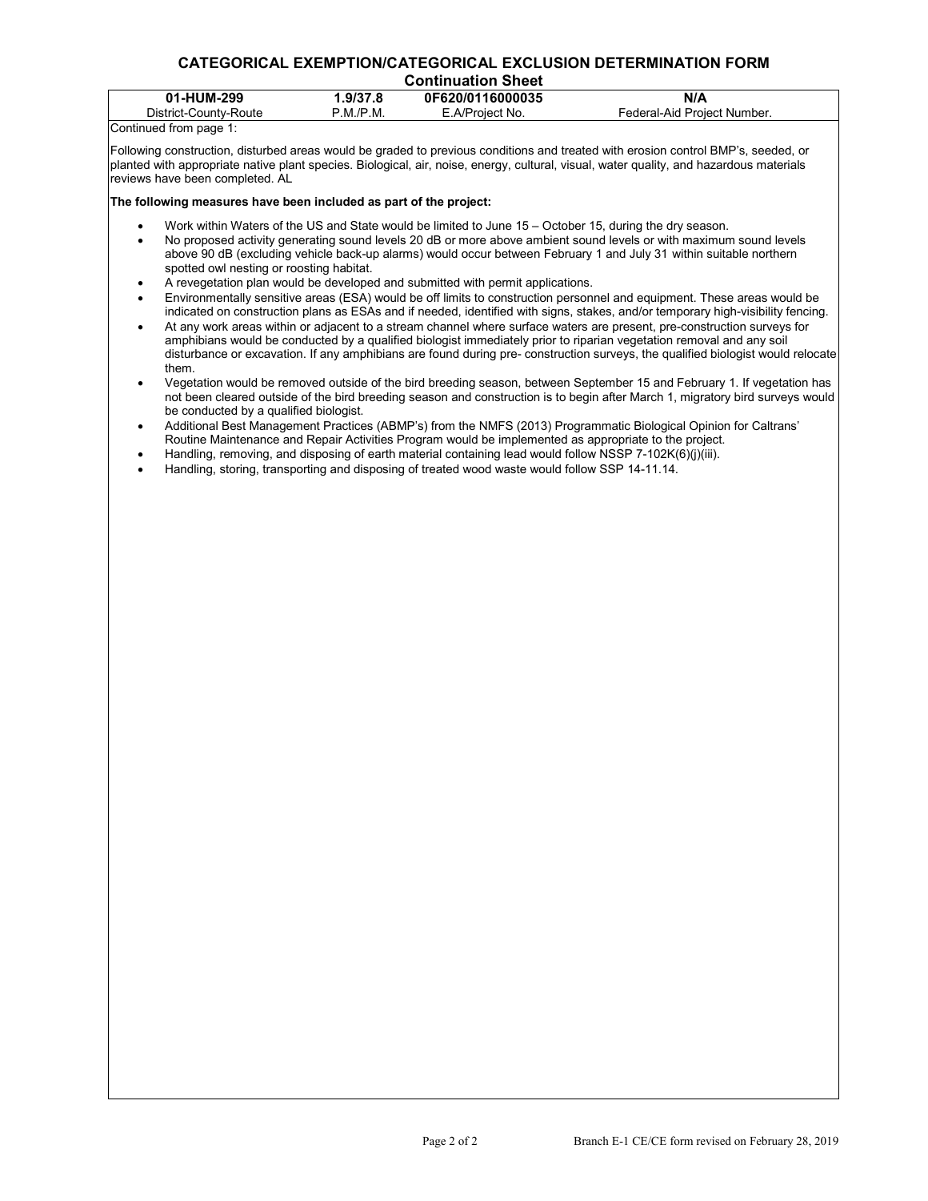# CATEGORICAL EXEMPTION/CATEGORICAL EXCLUSION DETERMINATION FORM

## Continuation Sheet

| 01-HUM-299 | 1.9/37.8 | 0F620/0116000035 | N/A |
|---|---|---|---|
| District-County-Route | P.M./P.M. | E.A/Project No. | Federal-Aid Project Number. |

Continued from page 1:

Following construction, disturbed areas would be graded to previous conditions and treated with erosion control BMP's, seeded, or planted with appropriate native plant species. Biological, air, noise, energy, cultural, visual, water quality, and hazardous materials reviews have been completed. AL

**The following measures have been included as part of the project:**

- Work within Waters of the US and State would be limited to June 15 – October 15, during the dry season.
- No proposed activity generating sound levels 20 dB or more above ambient sound levels or with maximum sound levels above 90 dB (excluding vehicle back-up alarms) would occur between February 1 and July 31 within suitable northern spotted owl nesting or roosting habitat.
- A revegetation plan would be developed and submitted with permit applications.
- Environmentally sensitive areas (ESA) would be off limits to construction personnel and equipment. These areas would be indicated on construction plans as ESAs and if needed, identified with signs, stakes, and/or temporary high-visibility fencing.
- At any work areas within or adjacent to a stream channel where surface waters are present, pre-construction surveys for amphibians would be conducted by a qualified biologist immediately prior to riparian vegetation removal and any soil disturbance or excavation. If any amphibians are found during pre- construction surveys, the qualified biologist would relocate them.
- Vegetation would be removed outside of the bird breeding season, between September 15 and February 1. If vegetation has not been cleared outside of the bird breeding season and construction is to begin after March 1, migratory bird surveys would be conducted by a qualified biologist.
- Additional Best Management Practices (ABMP's) from the NMFS (2013) Programmatic Biological Opinion for Caltrans' Routine Maintenance and Repair Activities Program would be implemented as appropriate to the project.
- Handling, removing, and disposing of earth material containing lead would follow NSSP 7-102K(6)(j)(iii).
- Handling, storing, transporting and disposing of treated wood waste would follow SSP 14-11.14.

Branch E-1 CE/CE form revised on February 28, 2019